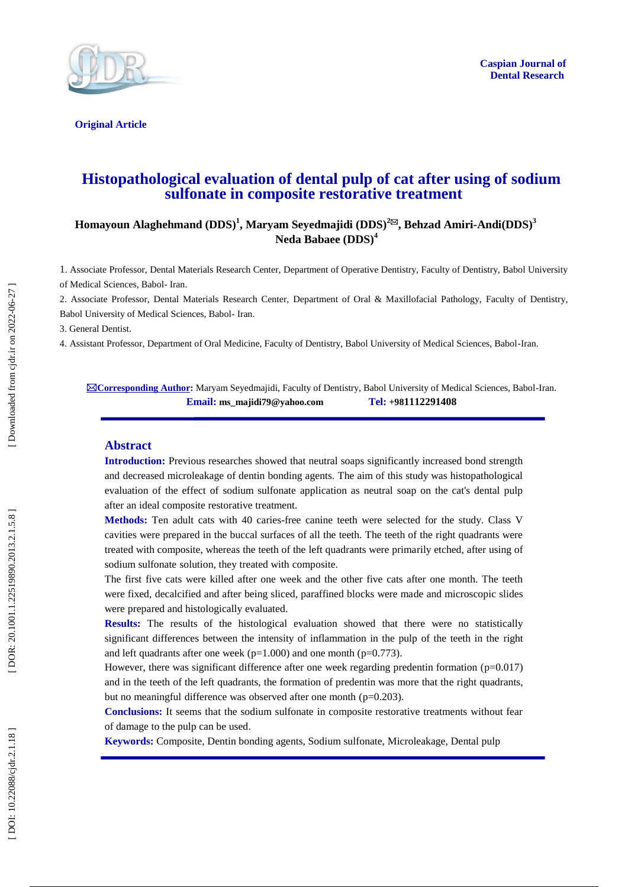Caspian Journal of Dental Research

**Original Article**

# Histopathological evaluation of dental pulp of cat after using of sodium sulfonate in composite restorative treatment

**Homayoun Alaghehmand (DDS)[1], Maryam Seyedmajidi (DDS)[2]✉, Behzad Amiri-Andi(DDS)[3] Neda Babaee (DDS)[4]**

1. Associate Professor, Dental Materials Research Center, Department of Operative Dentistry, Faculty of Dentistry, Babol University of Medical Sciences, Babol- Iran.

2. Associate Professor, Dental Materials Research Center, Department of Oral & Maxillofacial Pathology, Faculty of Dentistry, Babol University of Medical Sciences, Babol- Iran.

3. General Dentist.

4. Assistant Professor, Department of Oral Medicine, Faculty of Dentistry, Babol University of Medical Sciences, Babol-Iran.

✉**Corresponding Author:** Maryam Seyedmajidi, Faculty of Dentistry, Babol University of Medical Sciences, Babol-Iran.
**Email:** ms_majidi79@yahoo.com **Tel:** +981112291408

## Abstract

**Introduction:** Previous researches showed that neutral soaps significantly increased bond strength and decreased microleakage of dentin bonding agents. The aim of this study was histopathological evaluation of the effect of sodium sulfonate application as neutral soap on the cat's dental pulp after an ideal composite restorative treatment.

**Methods:** Ten adult cats with 40 caries-free canine teeth were selected for the study. Class V cavities were prepared in the buccal surfaces of all the teeth. The teeth of the right quadrants were treated with composite, whereas the teeth of the left quadrants were primarily etched, after using of sodium sulfonate solution, they treated with composite.

The first five cats were killed after one week and the other five cats after one month. The teeth were fixed, decalcified and after being sliced, paraffined blocks were made and microscopic slides were prepared and histologically evaluated.

**Results:** The results of the histological evaluation showed that there were no statistically significant differences between the intensity of inflammation in the pulp of the teeth in the right and left quadrants after one week ($p=1.000$) and one month ($p=0.773$).

However, there was significant difference after one week regarding predentin formation ($p=0.017$) and in the teeth of the left quadrants, the formation of predentin was more that the right quadrants, but no meaningful difference was observed after one month ($p=0.203$).

**Conclusions:** It seems that the sodium sulfonate in composite restorative treatments without fear of damage to the pulp can be used.

**Keywords:** Composite, Dentin bonding agents, Sodium sulfonate, Microleakage, Dental pulp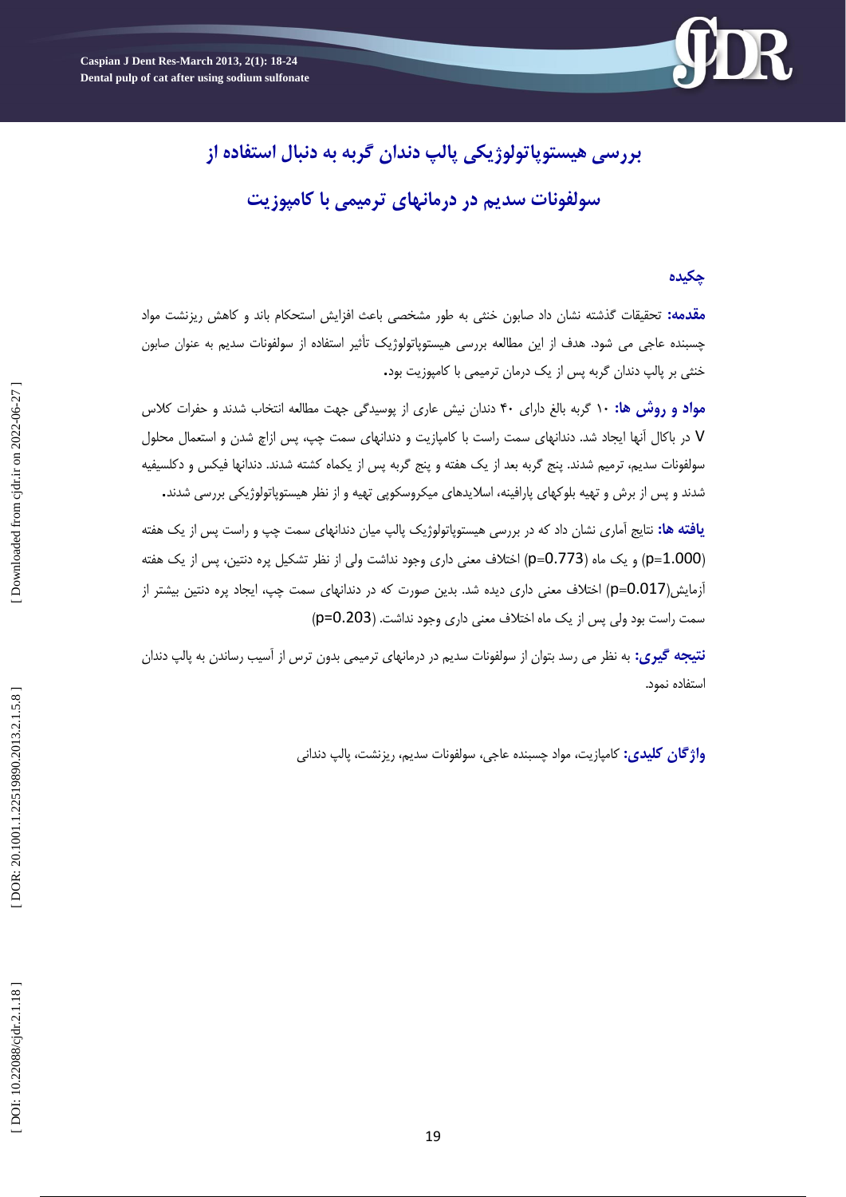# بررسی هیستوپاتولوژیکی پالپ دندان گربه به دنبال استفاده از سولفونات سدیم در درمانهای ترمیمی با کامپوزیت

## چکیده

**مقدمه:** تحقیقات گذشته نشان داد صابون خنثی به طور مشخصی باعث افزایش استحکام باند و کاهش ریزنشت مواد چسبنده عاجی می شود. هدف از این مطالعه بررسی هیستوپاتولوژیک تأثیر استفاده از سولفونات سدیم به عنوان صابون خنثی بر پالپ دندان گربه پس از یک درمان ترمیمی با کامپوزیت بود.

**مواد و روش ها:** ۱۰ گربه بالغ دارای ۴۰ دندان نیش عاری از پوسیدگی جهت مطالعه انتخاب شدند و حفرات کلاس V در باکال آنها ایجاد شد. دندانهای سمت راست با کامپوزیت و دندانهای سمت چپ، پس ازاچ شدن و استعمال محلول سولفونات سدیم، ترمیم شدند. پنج گربه بعد از یک هفته و پنج گربه پس از یکماه کشته شدند. دندانها فیکس و دکلسیفیه شدند و پس از برش و تهیه بلوکهای پارافینه، اسلایدهای میکروسکوپی تهیه و از نظر هیستوپاتولوژیکی بررسی شدند.

**یافته ها:** نتایج آماری نشان داد که در بررسی هیستوپاتولوژیک پالپ میان دندانهای سمت چپ و راست پس از یک هفته (p=1.000) و یک ماه (p=0.773) اختلاف معنی داری وجود نداشت ولی از نظر تشکیل پره دنتین، پس از یک هفته آزمایش(p=0.017) اختلاف معنی داری دیده شد. بدین صورت که در دندانهای سمت چپ، ایجاد پره دنتین بیشتر از سمت راست بود ولی پس از یک ماه اختلاف معنی داری وجود نداشت. (p=0.203)

**نتیجه گیری:** به نظر می رسد بتوان از سولفونات سدیم در درمانهای ترمیمی بدون ترس از آسیب رساندن به پالپ دندان استفاده نمود.

**واژگان کلیدی:** کامپازیت، مواد چسبنده عاجی، سولفونات سدیم، ریزنشت، پالپ دندانی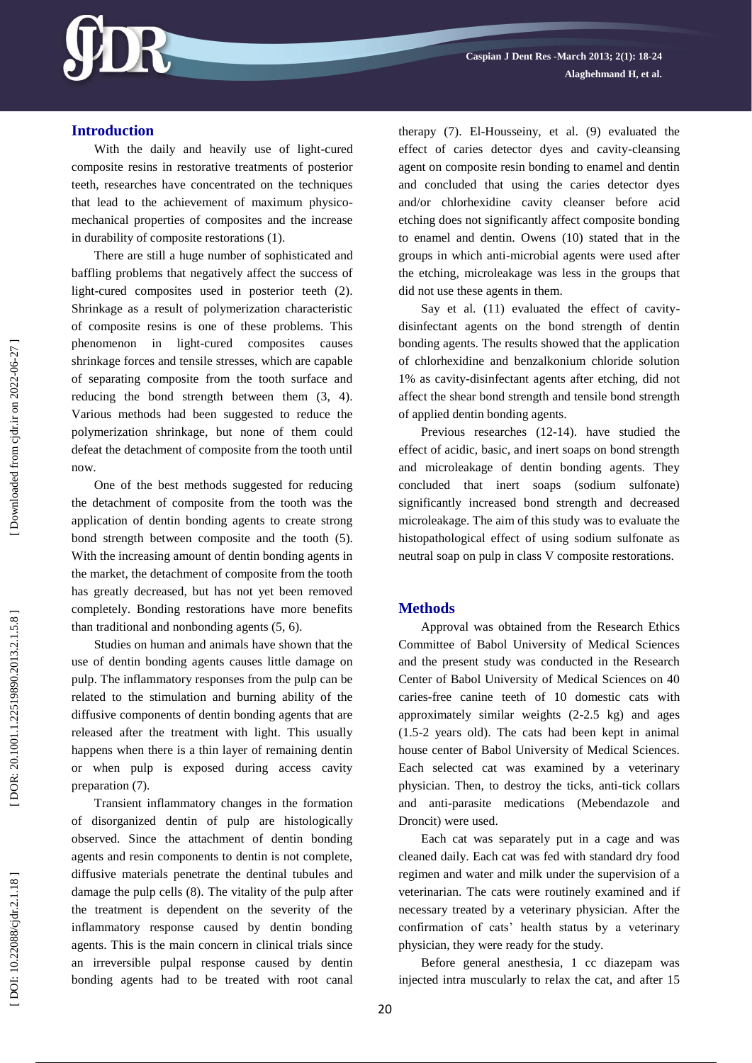## Introduction

With the daily and heavily use of light-cured composite resins in restorative treatments of posterior teeth, researches have concentrated on the techniques that lead to the achievement of maximum physico-mechanical properties of composites and the increase in durability of composite restorations (1).

There are still a huge number of sophisticated and baffling problems that negatively affect the success of light-cured composites used in posterior teeth (2). Shrinkage as a result of polymerization characteristic of composite resins is one of these problems. This phenomenon in light-cured composites causes shrinkage forces and tensile stresses, which are capable of separating composite from the tooth surface and reducing the bond strength between them (3, 4). Various methods had been suggested to reduce the polymerization shrinkage, but none of them could defeat the detachment of composite from the tooth until now.

One of the best methods suggested for reducing the detachment of composite from the tooth was the application of dentin bonding agents to create strong bond strength between composite and the tooth (5). With the increasing amount of dentin bonding agents in the market, the detachment of composite from the tooth has greatly decreased, but has not yet been removed completely. Bonding restorations have more benefits than traditional and nonbonding agents (5, 6).

Studies on human and animals have shown that the use of dentin bonding agents causes little damage on pulp. The inflammatory responses from the pulp can be related to the stimulation and burning ability of the diffusive components of dentin bonding agents that are released after the treatment with light. This usually happens when there is a thin layer of remaining dentin or when pulp is exposed during access cavity preparation (7).

Transient inflammatory changes in the formation of disorganized dentin of pulp are histologically observed. Since the attachment of dentin bonding agents and resin components to dentin is not complete, diffusive materials penetrate the dentinal tubules and damage the pulp cells (8). The vitality of the pulp after the treatment is dependent on the severity of the inflammatory response caused by dentin bonding agents. This is the main concern in clinical trials since an irreversible pulpal response caused by dentin bonding agents had to be treated with root canal therapy (7). El-Housseiny, et al. (9) evaluated the effect of caries detector dyes and cavity-cleansing agent on composite resin bonding to enamel and dentin and concluded that using the caries detector dyes and/or chlorhexidine cavity cleanser before acid etching does not significantly affect composite bonding to enamel and dentin. Owens (10) stated that in the groups in which anti-microbial agents were used after the etching, microleakage was less in the groups that did not use these agents in them.

Say et al. (11) evaluated the effect of cavity-disinfectant agents on the bond strength of dentin bonding agents. The results showed that the application of chlorhexidine and benzalkonium chloride solution 1% as cavity-disinfectant agents after etching, did not affect the shear bond strength and tensile bond strength of applied dentin bonding agents.

Previous researches (12-14). have studied the effect of acidic, basic, and inert soaps on bond strength and microleakage of dentin bonding agents. They concluded that inert soaps (sodium sulfonate) significantly increased bond strength and decreased microleakage. The aim of this study was to evaluate the histopathological effect of using sodium sulfonate as neutral soap on pulp in class V composite restorations.

## Methods

Approval was obtained from the Research Ethics Committee of Babol University of Medical Sciences and the present study was conducted in the Research Center of Babol University of Medical Sciences on 40 caries-free canine teeth of 10 domestic cats with approximately similar weights (2-2.5 kg) and ages (1.5-2 years old). The cats had been kept in animal house center of Babol University of Medical Sciences. Each selected cat was examined by a veterinary physician. Then, to destroy the ticks, anti-tick collars and anti-parasite medications (Mebendazole and Droncit) were used.

Each cat was separately put in a cage and was cleaned daily. Each cat was fed with standard dry food regimen and water and milk under the supervision of a veterinarian. The cats were routinely examined and if necessary treated by a veterinary physician. After the confirmation of cats' health status by a veterinary physician, they were ready for the study.

Before general anesthesia, 1 cc diazepam was injected intra muscularly to relax the cat, and after 15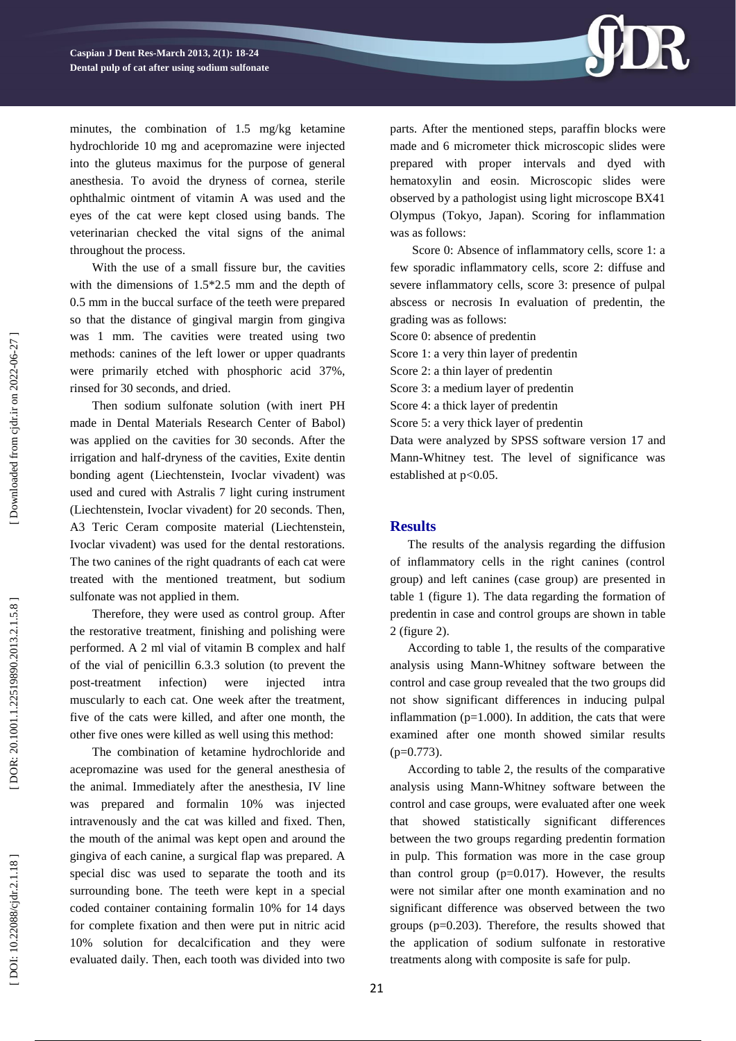minutes, the combination of 1.5 mg/kg ketamine hydrochloride 10 mg and acepromazine were injected into the gluteus maximus for the purpose of general anesthesia. To avoid the dryness of cornea, sterile ophthalmic ointment of vitamin A was used and the eyes of the cat were kept closed using bands. The veterinarian checked the vital signs of the animal throughout the process.

With the use of a small fissure bur, the cavities with the dimensions of 1.5*2.5 mm and the depth of 0.5 mm in the buccal surface of the teeth were prepared so that the distance of gingival margin from gingiva was 1 mm. The cavities were treated using two methods: canines of the left lower or upper quadrants were primarily etched with phosphoric acid 37%, rinsed for 30 seconds, and dried.

Then sodium sulfonate solution (with inert PH made in Dental Materials Research Center of Babol) was applied on the cavities for 30 seconds. After the irrigation and half-dryness of the cavities, Exite dentin bonding agent (Liechtenstein, Ivoclar vivadent) was used and cured with Astralis 7 light curing instrument (Liechtenstein, Ivoclar vivadent) for 20 seconds. Then, A3 Teric Ceram composite material (Liechtenstein, Ivoclar vivadent) was used for the dental restorations. The two canines of the right quadrants of each cat were treated with the mentioned treatment, but sodium sulfonate was not applied in them.

Therefore, they were used as control group. After the restorative treatment, finishing and polishing were performed. A 2 ml vial of vitamin B complex and half of the vial of penicillin 6.3.3 solution (to prevent the post-treatment infection) were injected intra muscularly to each cat. One week after the treatment, five of the cats were killed, and after one month, the other five ones were killed as well using this method:

The combination of ketamine hydrochloride and acepromazine was used for the general anesthesia of the animal. Immediately after the anesthesia, IV line was prepared and formalin 10% was injected intravenously and the cat was killed and fixed. Then, the mouth of the animal was kept open and around the gingiva of each canine, a surgical flap was prepared. A special disc was used to separate the tooth and its surrounding bone. The teeth were kept in a special coded container containing formalin 10% for 14 days for complete fixation and then were put in nitric acid 10% solution for decalcification and they were evaluated daily. Then, each tooth was divided into two parts. After the mentioned steps, paraffin blocks were made and 6 micrometer thick microscopic slides were prepared with proper intervals and dyed with hematoxylin and eosin. Microscopic slides were observed by a pathologist using light microscope BX41 Olympus (Tokyo, Japan). Scoring for inflammation was as follows:

Score 0: Absence of inflammatory cells, score 1: a few sporadic inflammatory cells, score 2: diffuse and severe inflammatory cells, score 3: presence of pulpal abscess or necrosis In evaluation of predentin, the grading was as follows:

Score 0: absence of predentin
Score 1: a very thin layer of predentin
Score 2: a thin layer of predentin
Score 3: a medium layer of predentin
Score 4: a thick layer of predentin
Score 5: a very thick layer of predentin

Data were analyzed by SPSS software version 17 and Mann-Whitney test. The level of significance was established at $p<0.05$.

## Results

The results of the analysis regarding the diffusion of inflammatory cells in the right canines (control group) and left canines (case group) are presented in table 1 (figure 1). The data regarding the formation of predentin in case and control groups are shown in table 2 (figure 2).

According to table 1, the results of the comparative analysis using Mann-Whitney software between the control and case group revealed that the two groups did not show significant differences in inducing pulpal inflammation ($p=1.000$). In addition, the cats that were examined after one month showed similar results ($p=0.773$).

According to table 2, the results of the comparative analysis using Mann-Whitney software between the control and case groups, were evaluated after one week that showed statistically significant differences between the two groups regarding predentin formation in pulp. This formation was more in the case group than control group ($p=0.017$). However, the results were not similar after one month examination and no significant difference was observed between the two groups ($p=0.203$). Therefore, the results showed that the application of sodium sulfonate in restorative treatments along with composite is safe for pulp.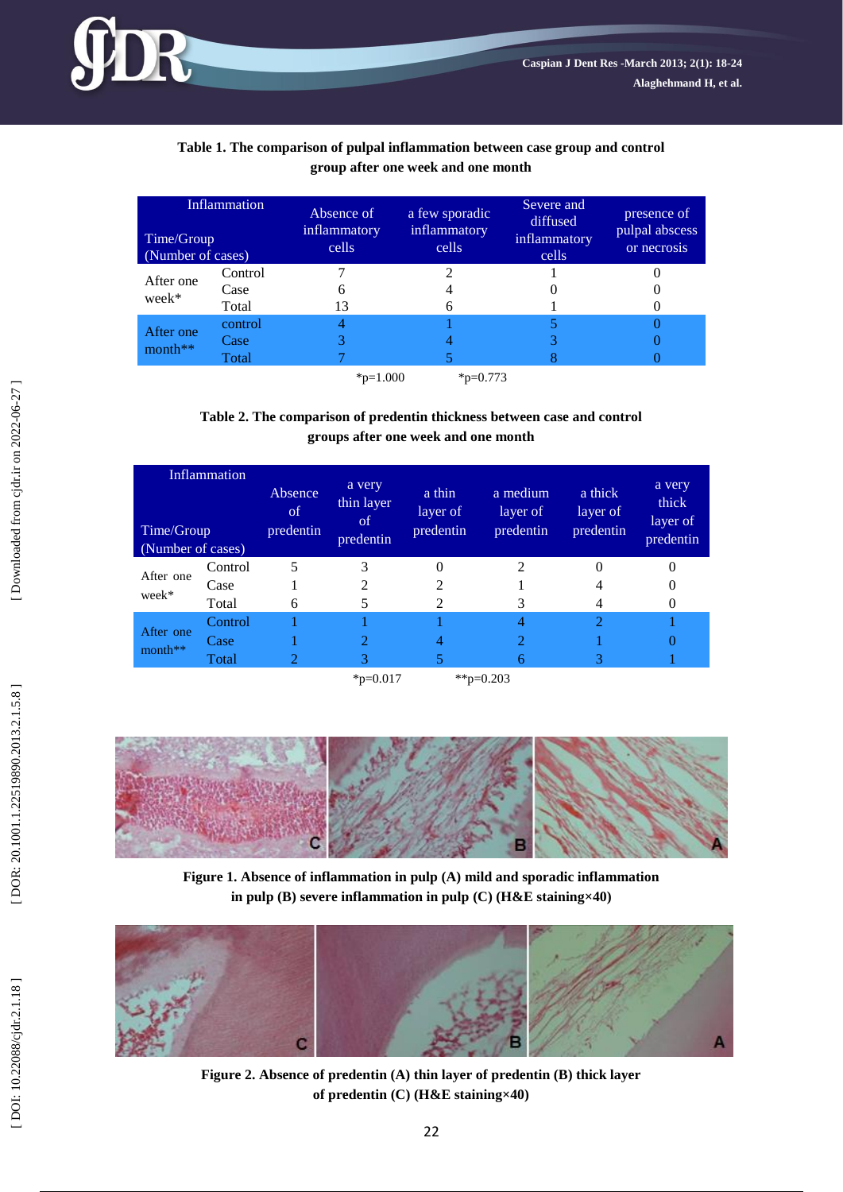**Table 1. The comparison of pulpal inflammation between case group and control group after one week and one month**

| Time/Group (Number of cases) | | Absence of inflammatory cells | a few sporadic inflammatory cells | Severe and diffused inflammatory cells | presence of pulpal abscess or necrosis |
|---|---|---|---|---|---|
| After one week* | Control | 7 | 2 | 1 | 0 |
| | Case | 6 | 4 | 0 | 0 |
| | Total | 13 | 6 | 1 | 0 |
| After one month** | control | 4 | 1 | 5 | 0 |
| | Case | 3 | 4 | 3 | 0 |
| | Total | 7 | 5 | 8 | 0 |

*p=1.000 *p=0.773

**Table 2. The comparison of predentin thickness between case and control groups after one week and one month**

| Time/Group (Number of cases) | | Absence of predentin | a very thin layer of predentin | a thin layer of predentin | a medium layer of predentin | a thick layer of predentin | a very thick layer of predentin |
|---|---|---|---|---|---|---|---|
| After one week* | Control | 5 | 3 | 0 | 2 | 0 | 0 |
| | Case | 1 | 2 | 2 | 1 | 4 | 0 |
| | Total | 6 | 5 | 2 | 3 | 4 | 0 |
| After one month** | Control | 1 | 1 | 1 | 4 | 2 | 1 |
| | Case | 1 | 2 | 4 | 2 | 1 | 0 |
| | Total | 2 | 3 | 5 | 6 | 3 | 1 |

*p=0.017 **p=0.203

**Figure 1. Absence of inflammation in pulp (A) mild and sporadic inflammation in pulp (B) severe inflammation in pulp (C) (H&E staining×40)**

**Figure 2. Absence of predentin (A) thin layer of predentin (B) thick layer of predentin (C) (H&E staining×40)**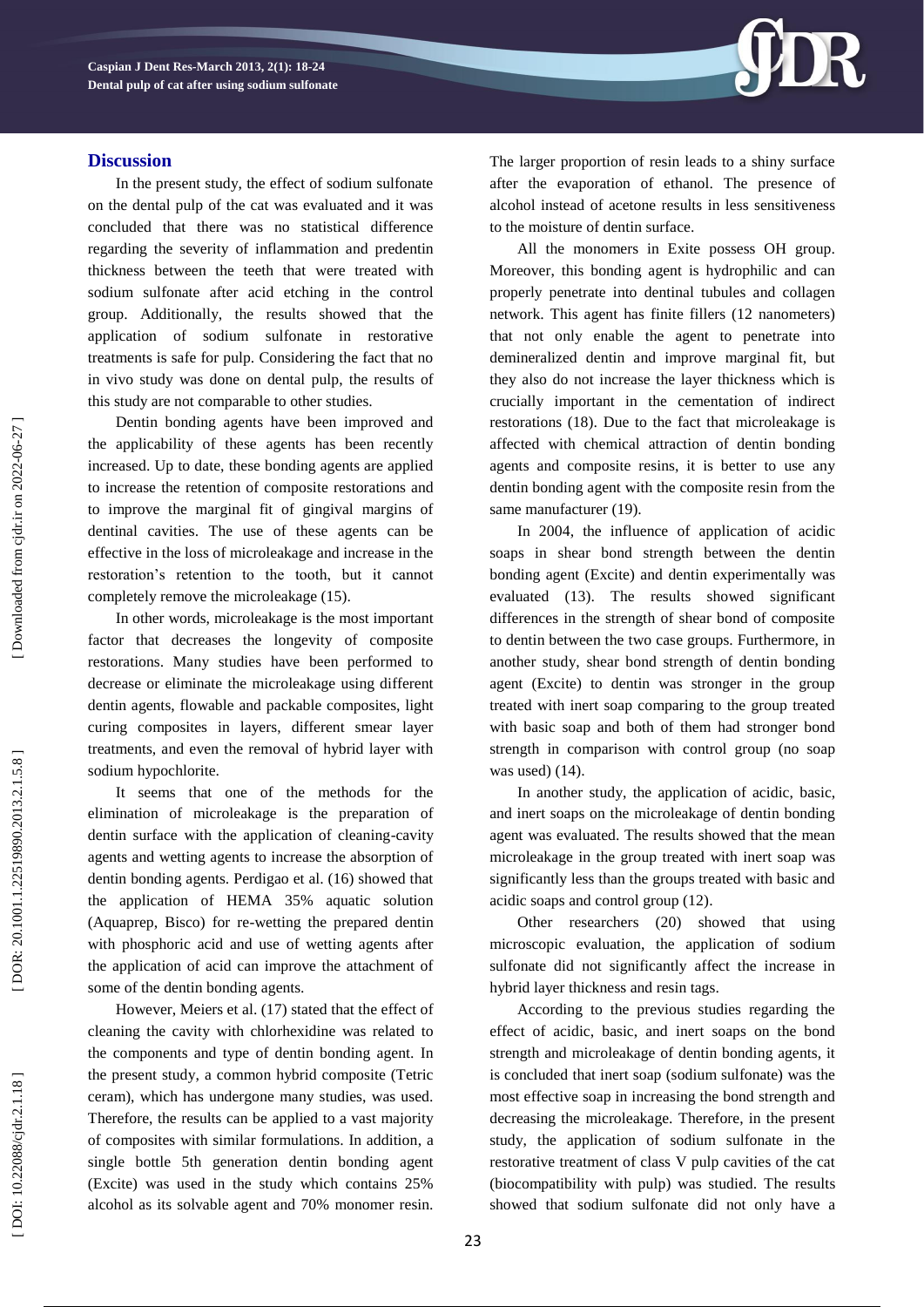## Discussion

In the present study, the effect of sodium sulfonate on the dental pulp of the cat was evaluated and it was concluded that there was no statistical difference regarding the severity of inflammation and predentin thickness between the teeth that were treated with sodium sulfonate after acid etching in the control group. Additionally, the results showed that the application of sodium sulfonate in restorative treatments is safe for pulp. Considering the fact that no in vivo study was done on dental pulp, the results of this study are not comparable to other studies.

Dentin bonding agents have been improved and the applicability of these agents has been recently increased. Up to date, these bonding agents are applied to increase the retention of composite restorations and to improve the marginal fit of gingival margins of dentinal cavities. The use of these agents can be effective in the loss of microleakage and increase in the restoration's retention to the tooth, but it cannot completely remove the microleakage (15).

In other words, microleakage is the most important factor that decreases the longevity of composite restorations. Many studies have been performed to decrease or eliminate the microleakage using different dentin agents, flowable and packable composites, light curing composites in layers, different smear layer treatments, and even the removal of hybrid layer with sodium hypochlorite.

It seems that one of the methods for the elimination of microleakage is the preparation of dentin surface with the application of cleaning-cavity agents and wetting agents to increase the absorption of dentin bonding agents. Perdigao et al. (16) showed that the application of HEMA 35% aquatic solution (Aquaprep, Bisco) for re-wetting the prepared dentin with phosphoric acid and use of wetting agents after the application of acid can improve the attachment of some of the dentin bonding agents.

However, Meiers et al. (17) stated that the effect of cleaning the cavity with chlorhexidine was related to the components and type of dentin bonding agent. In the present study, a common hybrid composite (Tetric ceram), which has undergone many studies, was used. Therefore, the results can be applied to a vast majority of composites with similar formulations. In addition, a single bottle 5th generation dentin bonding agent (Excite) was used in the study which contains 25% alcohol as its solvable agent and 70% monomer resin. The larger proportion of resin leads to a shiny surface after the evaporation of ethanol. The presence of alcohol instead of acetone results in less sensitiveness to the moisture of dentin surface.

All the monomers in Exite possess OH group. Moreover, this bonding agent is hydrophilic and can properly penetrate into dentinal tubules and collagen network. This agent has finite fillers (12 nanometers) that not only enable the agent to penetrate into demineralized dentin and improve marginal fit, but they also do not increase the layer thickness which is crucially important in the cementation of indirect restorations (18). Due to the fact that microleakage is affected with chemical attraction of dentin bonding agents and composite resins, it is better to use any dentin bonding agent with the composite resin from the same manufacturer (19).

In 2004, the influence of application of acidic soaps in shear bond strength between the dentin bonding agent (Excite) and dentin experimentally was evaluated (13). The results showed significant differences in the strength of shear bond of composite to dentin between the two case groups. Furthermore, in another study, shear bond strength of dentin bonding agent (Excite) to dentin was stronger in the group treated with inert soap comparing to the group treated with basic soap and both of them had stronger bond strength in comparison with control group (no soap was used) (14).

In another study, the application of acidic, basic, and inert soaps on the microleakage of dentin bonding agent was evaluated. The results showed that the mean microleakage in the group treated with inert soap was significantly less than the groups treated with basic and acidic soaps and control group (12).

Other researchers (20) showed that using microscopic evaluation, the application of sodium sulfonate did not significantly affect the increase in hybrid layer thickness and resin tags.

According to the previous studies regarding the effect of acidic, basic, and inert soaps on the bond strength and microleakage of dentin bonding agents, it is concluded that inert soap (sodium sulfonate) was the most effective soap in increasing the bond strength and decreasing the microleakage. Therefore, in the present study, the application of sodium sulfonate in the restorative treatment of class V pulp cavities of the cat (biocompatibility with pulp) was studied. The results showed that sodium sulfonate did not only have a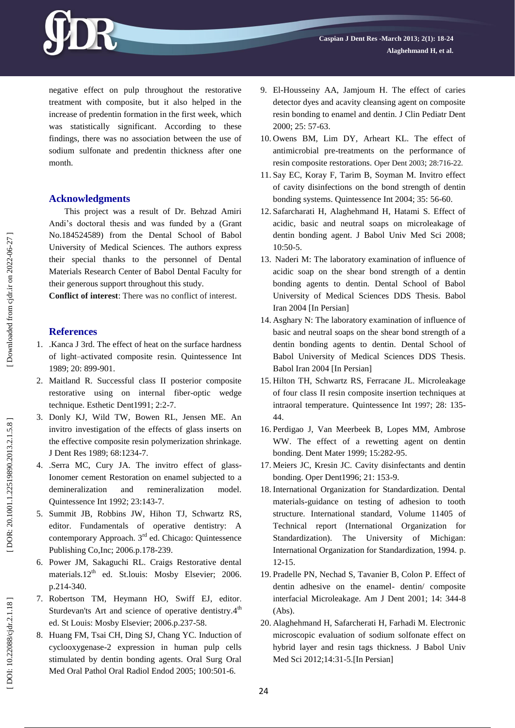negative effect on pulp throughout the restorative treatment with composite, but it also helped in the increase of predentin formation in the first week, which was statistically significant. According to these findings, there was no association between the use of sodium sulfonate and predentin thickness after one month.

## Acknowledgments

This project was a result of Dr. Behzad Amiri Andi's doctoral thesis and was funded by a (Grant No.184524589) from the Dental School of Babol University of Medical Sciences. The authors express their special thanks to the personnel of Dental Materials Research Center of Babol Dental Faculty for their generous support throughout this study.

**Conflict of interest**: There was no conflict of interest.

## References

1. .Kanca J 3rd. The effect of heat on the surface hardness of light–activated composite resin. Quintessence Int 1989; 20: 899-901.
2. Maitland R. Successful class II posterior composite restorative using on internal fiber-optic wedge technique. Esthetic Dent1991; 2:2-7.
3. Donly KJ, Wild TW, Bowen RL, Jensen ME. An invitro investigation of the effects of glass inserts on the effective composite resin polymerization shrinkage. J Dent Res 1989; 68:1234-7.
4. .Serra MC, Cury JA. The invitro effect of glass-Ionomer cement Restoration on enamel subjected to a demineralization and remineralization model. Quintessence Int 1992; 23:143-7.
5. Summit JB, Robbins JW, Hihon TJ, Schwartz RS, editor. Fundamentals of operative dentistry: A contemporary Approach. 3rd ed. Chicago: Quintessence Publishing Co,Inc; 2006.p.178-239.
6. Power JM, Sakaguchi RL. Craigs Restorative dental materials.12th ed. St.louis: Mosby Elsevier; 2006. p.214-340.
7. Robertson TM, Heymann HO, Swiff EJ, editor. Sturdevan'ts Art and science of operative dentistry.4th ed. St Louis: Mosby Elsevier; 2006.p.237-58.
8. Huang FM, Tsai CH, Ding SJ, Chang YC. Induction of cyclooxygenase-2 expression in human pulp cells stimulated by dentin bonding agents. Oral Surg Oral Med Oral Pathol Oral Radiol Endod 2005; 100:501-6.
9. El-Housseiny AA, Jamjoum H. The effect of caries detector dyes and acavity cleansing agent on composite resin bonding to enamel and dentin. J Clin Pediatr Dent 2000; 25: 57-63.
10. Owens BM, Lim DY, Arheart KL. The effect of antimicrobial pre-treatments on the performance of resin composite restorations. Oper Dent 2003; 28:716-22.
11. Say EC, Koray F, Tarim B, Soyman M. Invitro effect of cavity disinfections on the bond strength of dentin bonding systems. Quintessence Int 2004; 35: 56-60.
12. Safarcharati H, Alaghehmand H, Hatami S. Effect of acidic, basic and neutral soaps on microleakage of dentin bonding agent. J Babol Univ Med Sci 2008; 10:50-5.
13. Naderi M: The laboratory examination of influence of acidic soap on the shear bond strength of a dentin bonding agents to dentin. Dental School of Babol University of Medical Sciences DDS Thesis. Babol Iran 2004 [In Persian]
14. Asghary N: The laboratory examination of influence of basic and neutral soaps on the shear bond strength of a dentin bonding agents to dentin. Dental School of Babol University of Medical Sciences DDS Thesis. Babol Iran 2004 [In Persian]
15. Hilton TH, Schwartz RS, Ferracane JL. Microleakage of four class II resin composite insertion techniques at intraoral temperature. Quintessence Int 1997; 28: 135-44.
16. Perdigao J, Van Meerbeek B, Lopes MM, Ambrose WW. The effect of a rewetting agent on dentin bonding. Dent Mater 1999; 15:282-95.
17. Meiers JC, Kresin JC. Cavity disinfectants and dentin bonding. Oper Dent1996; 21: 153-9.
18. International Organization for Standardization. Dental materials-guidance on testing of adhesion to tooth structure. International standard, Volume 11405 of Technical report (International Organization for Standardization). The University of Michigan: International Organization for Standardization, 1994. p. 12-15.
19. Pradelle PN, Nechad S, Tavanier B, Colon P. Effect of dentin adhesive on the enamel- dentin/ composite interfacial Microleakage. Am J Dent 2001; 14: 344-8 (Abs).
20. Alaghehmand H, Safarcherati H, Farhadi M. Electronic microscopic evaluation of sodium solfonate effect on hybrid layer and resin tags thickness. J Babol Univ Med Sci 2012;14:31-5.[In Persian]